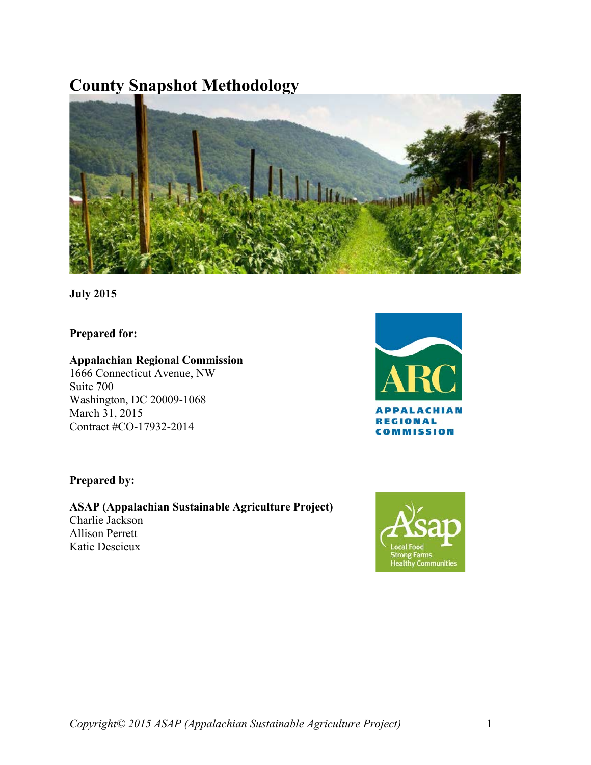# County Snapshot Methodology

**July 2015**

**Prepared for:**

**Appalachian Regional Commission**
1666 Connecticut Avenue, NW
Suite 700
Washington, DC 20009-1068
March 31, 2015
Contract #CO-17932-2014

**Prepared by:**

**ASAP (Appalachian Sustainable Agriculture Project)**
Charlie Jackson
Allison Perrett
Katie Descieux

*Copyright© 2015 ASAP (Appalachian Sustainable Agriculture Project)*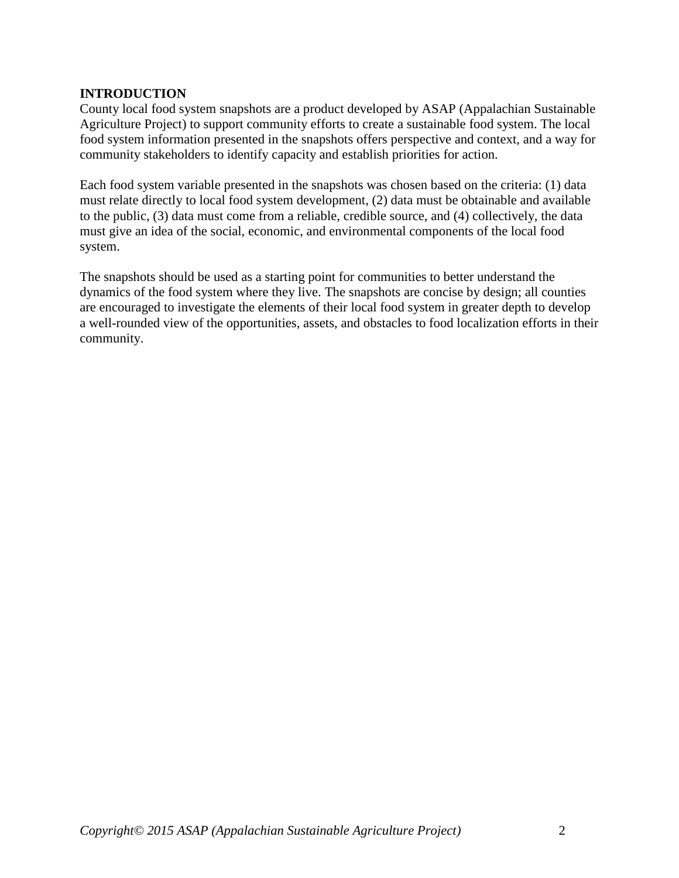## INTRODUCTION

County local food system snapshots are a product developed by ASAP (Appalachian Sustainable Agriculture Project) to support community efforts to create a sustainable food system. The local food system information presented in the snapshots offers perspective and context, and a way for community stakeholders to identify capacity and establish priorities for action.

Each food system variable presented in the snapshots was chosen based on the criteria: (1) data must relate directly to local food system development, (2) data must be obtainable and available to the public, (3) data must come from a reliable, credible source, and (4) collectively, the data must give an idea of the social, economic, and environmental components of the local food system.

The snapshots should be used as a starting point for communities to better understand the dynamics of the food system where they live. The snapshots are concise by design; all counties are encouraged to investigate the elements of their local food system in greater depth to develop a well-rounded view of the opportunities, assets, and obstacles to food localization efforts in their community.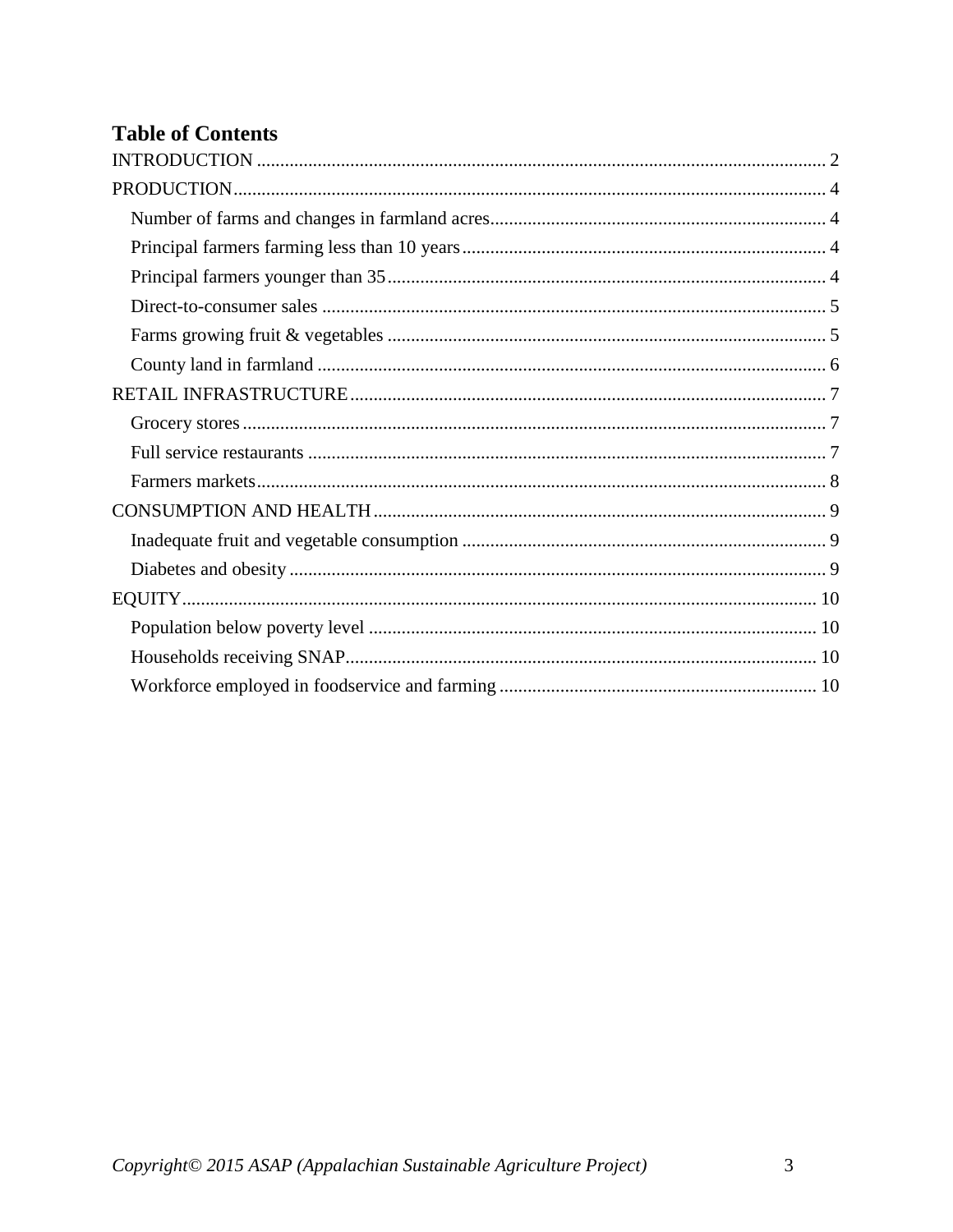# Table of Contents

INTRODUCTION ..... 2

PRODUCTION ..... 4

- Number of farms and changes in farmland acres ..... 4
- Principal farmers farming less than 10 years ..... 4
- Principal farmers younger than 35 ..... 4
- Direct-to-consumer sales ..... 5
- Farms growing fruit & vegetables ..... 5
- County land in farmland ..... 6

RETAIL INFRASTRUCTURE ..... 7

- Grocery stores ..... 7
- Full service restaurants ..... 7
- Farmers markets ..... 8

CONSUMPTION AND HEALTH ..... 9

- Inadequate fruit and vegetable consumption ..... 9
- Diabetes and obesity ..... 9

EQUITY ..... 10

- Population below poverty level ..... 10
- Households receiving SNAP ..... 10
- Workforce employed in foodservice and farming ..... 10

*Copyright© 2015 ASAP (Appalachian Sustainable Agriculture Project)*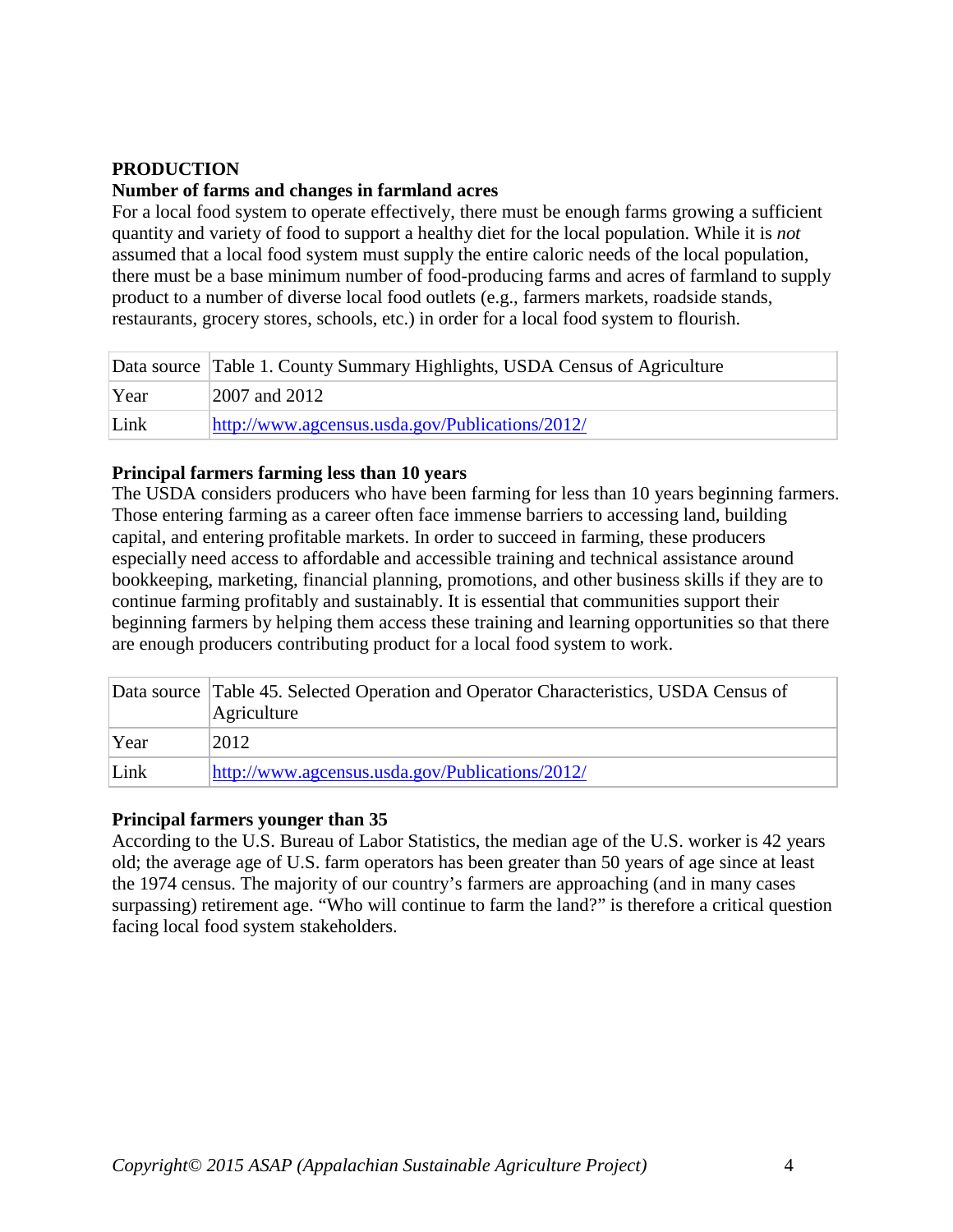**PRODUCTION**

**Number of farms and changes in farmland acres**

For a local food system to operate effectively, there must be enough farms growing a sufficient quantity and variety of food to support a healthy diet for the local population. While it is *not* assumed that a local food system must supply the entire caloric needs of the local population, there must be a base minimum number of food-producing farms and acres of farmland to supply product to a number of diverse local food outlets (e.g., farmers markets, roadside stands, restaurants, grocery stores, schools, etc.) in order for a local food system to flourish.

| Data source | Table 1. County Summary Highlights, USDA Census of Agriculture |
|---|---|
| Year | 2007 and 2012 |
| Link | http://www.agcensus.usda.gov/Publications/2012/ |

**Principal farmers farming less than 10 years**

The USDA considers producers who have been farming for less than 10 years beginning farmers. Those entering farming as a career often face immense barriers to accessing land, building capital, and entering profitable markets. In order to succeed in farming, these producers especially need access to affordable and accessible training and technical assistance around bookkeeping, marketing, financial planning, promotions, and other business skills if they are to continue farming profitably and sustainably. It is essential that communities support their beginning farmers by helping them access these training and learning opportunities so that there are enough producers contributing product for a local food system to work.

| Data source | Table 45. Selected Operation and Operator Characteristics, USDA Census of Agriculture |
|---|---|
| Year | 2012 |
| Link | http://www.agcensus.usda.gov/Publications/2012/ |

**Principal farmers younger than 35**

According to the U.S. Bureau of Labor Statistics, the median age of the U.S. worker is 42 years old; the average age of U.S. farm operators has been greater than 50 years of age since at least the 1974 census. The majority of our country's farmers are approaching (and in many cases surpassing) retirement age. "Who will continue to farm the land?" is therefore a critical question facing local food system stakeholders.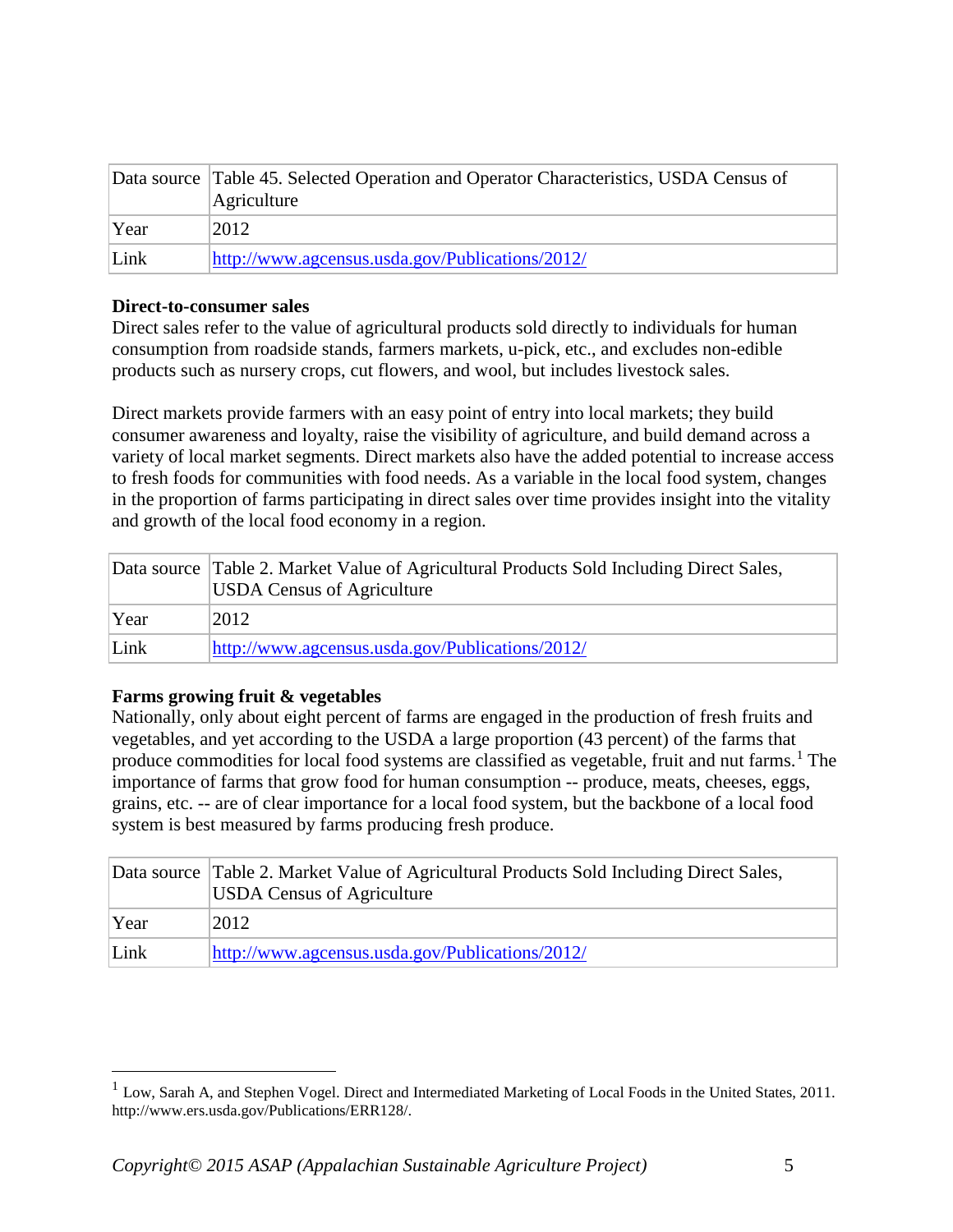| Data source | Table 45. Selected Operation and Operator Characteristics, USDA Census of Agriculture |
|---|---|
| Year | 2012 |
| Link | http://www.agcensus.usda.gov/Publications/2012/ |

**Direct-to-consumer sales**
Direct sales refer to the value of agricultural products sold directly to individuals for human consumption from roadside stands, farmers markets, u-pick, etc., and excludes non-edible products such as nursery crops, cut flowers, and wool, but includes livestock sales.

Direct markets provide farmers with an easy point of entry into local markets; they build consumer awareness and loyalty, raise the visibility of agriculture, and build demand across a variety of local market segments. Direct markets also have the added potential to increase access to fresh foods for communities with food needs. As a variable in the local food system, changes in the proportion of farms participating in direct sales over time provides insight into the vitality and growth of the local food economy in a region.

| Data source | Table 2. Market Value of Agricultural Products Sold Including Direct Sales, USDA Census of Agriculture |
|---|---|
| Year | 2012 |
| Link | http://www.agcensus.usda.gov/Publications/2012/ |

**Farms growing fruit & vegetables**
Nationally, only about eight percent of farms are engaged in the production of fresh fruits and vegetables, and yet according to the USDA a large proportion (43 percent) of the farms that produce commodities for local food systems are classified as vegetable, fruit and nut farms.[1] The importance of farms that grow food for human consumption -- produce, meats, cheeses, eggs, grains, etc. -- are of clear importance for a local food system, but the backbone of a local food system is best measured by farms producing fresh produce.

| Data source | Table 2. Market Value of Agricultural Products Sold Including Direct Sales, USDA Census of Agriculture |
|---|---|
| Year | 2012 |
| Link | http://www.agcensus.usda.gov/Publications/2012/ |

[1] Low, Sarah A, and Stephen Vogel. Direct and Intermediated Marketing of Local Foods in the United States, 2011. http://www.ers.usda.gov/Publications/ERR128/.

*Copyright© 2015 ASAP (Appalachian Sustainable Agriculture Project)*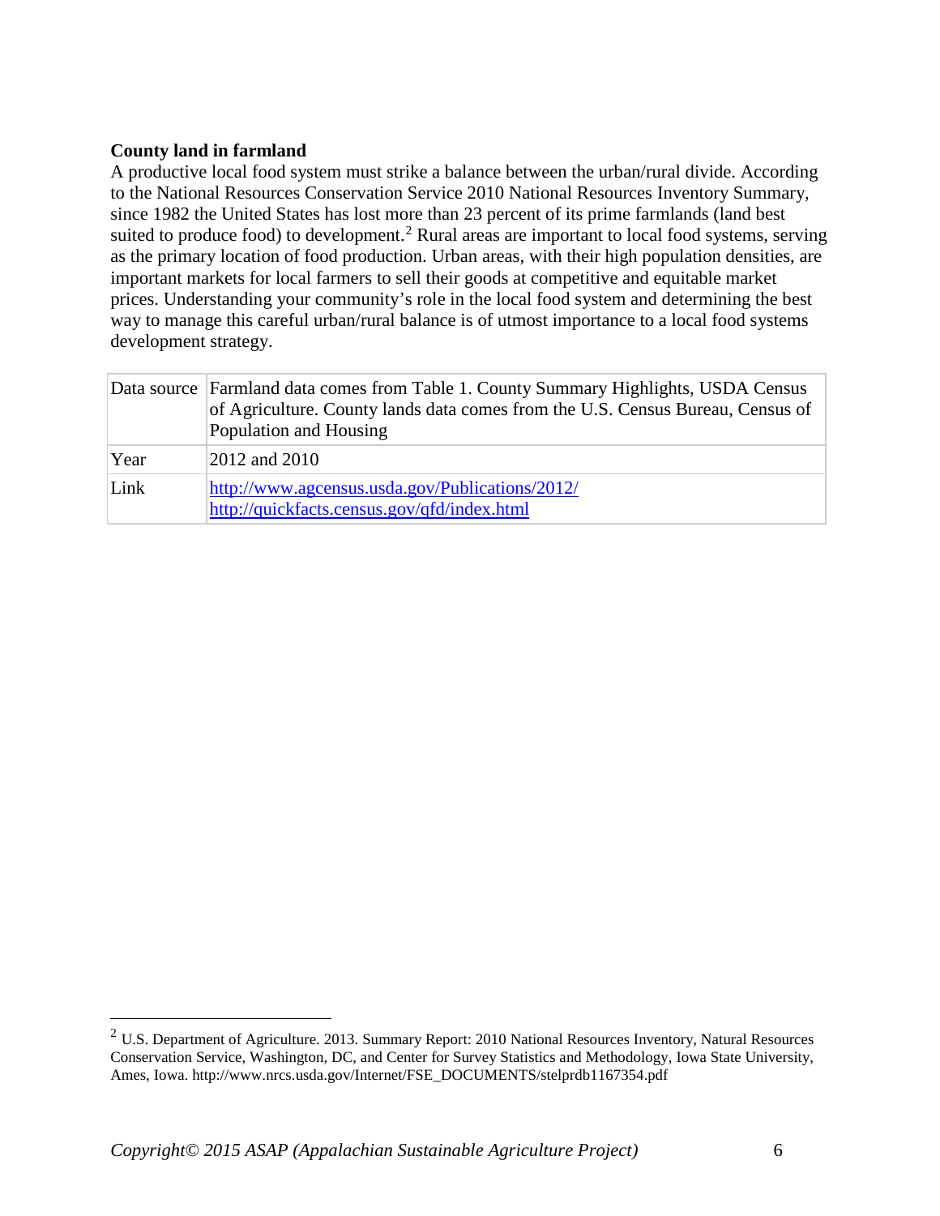**County land in farmland**

A productive local food system must strike a balance between the urban/rural divide. According to the National Resources Conservation Service 2010 National Resources Inventory Summary, since 1982 the United States has lost more than 23 percent of its prime farmlands (land best suited to produce food) to development.[2] Rural areas are important to local food systems, serving as the primary location of food production. Urban areas, with their high population densities, are important markets for local farmers to sell their goods at competitive and equitable market prices. Understanding your community's role in the local food system and determining the best way to manage this careful urban/rural balance is of utmost importance to a local food systems development strategy.

| Data source | Farmland data comes from Table 1. County Summary Highlights, USDA Census of Agriculture. County lands data comes from the U.S. Census Bureau, Census of Population and Housing |
|---|---|
| Year | 2012 and 2010 |
| Link | http://www.agcensus.usda.gov/Publications/2012/ http://quickfacts.census.gov/qfd/index.html |

[2] U.S. Department of Agriculture. 2013. Summary Report: 2010 National Resources Inventory, Natural Resources Conservation Service, Washington, DC, and Center for Survey Statistics and Methodology, Iowa State University, Ames, Iowa. http://www.nrcs.usda.gov/Internet/FSE_DOCUMENTS/stelprdb1167354.pdf

*Copyright© 2015 ASAP (Appalachian Sustainable Agriculture Project)*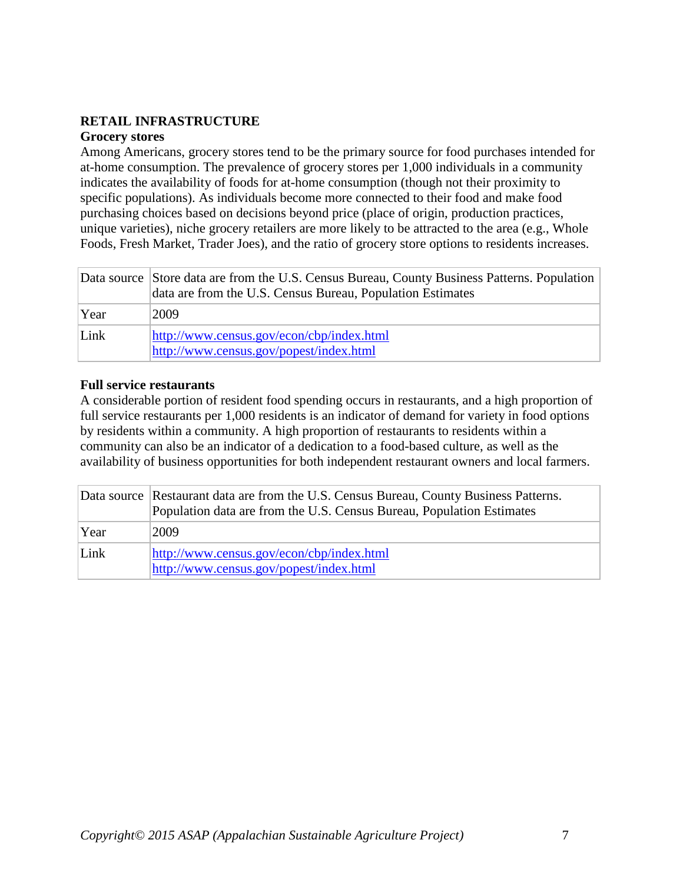## RETAIL INFRASTRUCTURE

### Grocery stores

Among Americans, grocery stores tend to be the primary source for food purchases intended for at-home consumption. The prevalence of grocery stores per 1,000 individuals in a community indicates the availability of foods for at-home consumption (though not their proximity to specific populations). As individuals become more connected to their food and make food purchasing choices based on decisions beyond price (place of origin, production practices, unique varieties), niche grocery retailers are more likely to be attracted to the area (e.g., Whole Foods, Fresh Market, Trader Joes), and the ratio of grocery store options to residents increases.

| Data source | Store data are from the U.S. Census Bureau, County Business Patterns. Population data are from the U.S. Census Bureau, Population Estimates |
|---|---|
| Year | 2009 |
| Link | http://www.census.gov/econ/cbp/index.html<br>http://www.census.gov/popest/index.html |

### Full service restaurants

A considerable portion of resident food spending occurs in restaurants, and a high proportion of full service restaurants per 1,000 residents is an indicator of demand for variety in food options by residents within a community. A high proportion of restaurants to residents within a community can also be an indicator of a dedication to a food-based culture, as well as the availability of business opportunities for both independent restaurant owners and local farmers.

| Data source | Restaurant data are from the U.S. Census Bureau, County Business Patterns. Population data are from the U.S. Census Bureau, Population Estimates |
|---|---|
| Year | 2009 |
| Link | http://www.census.gov/econ/cbp/index.html<br>http://www.census.gov/popest/index.html |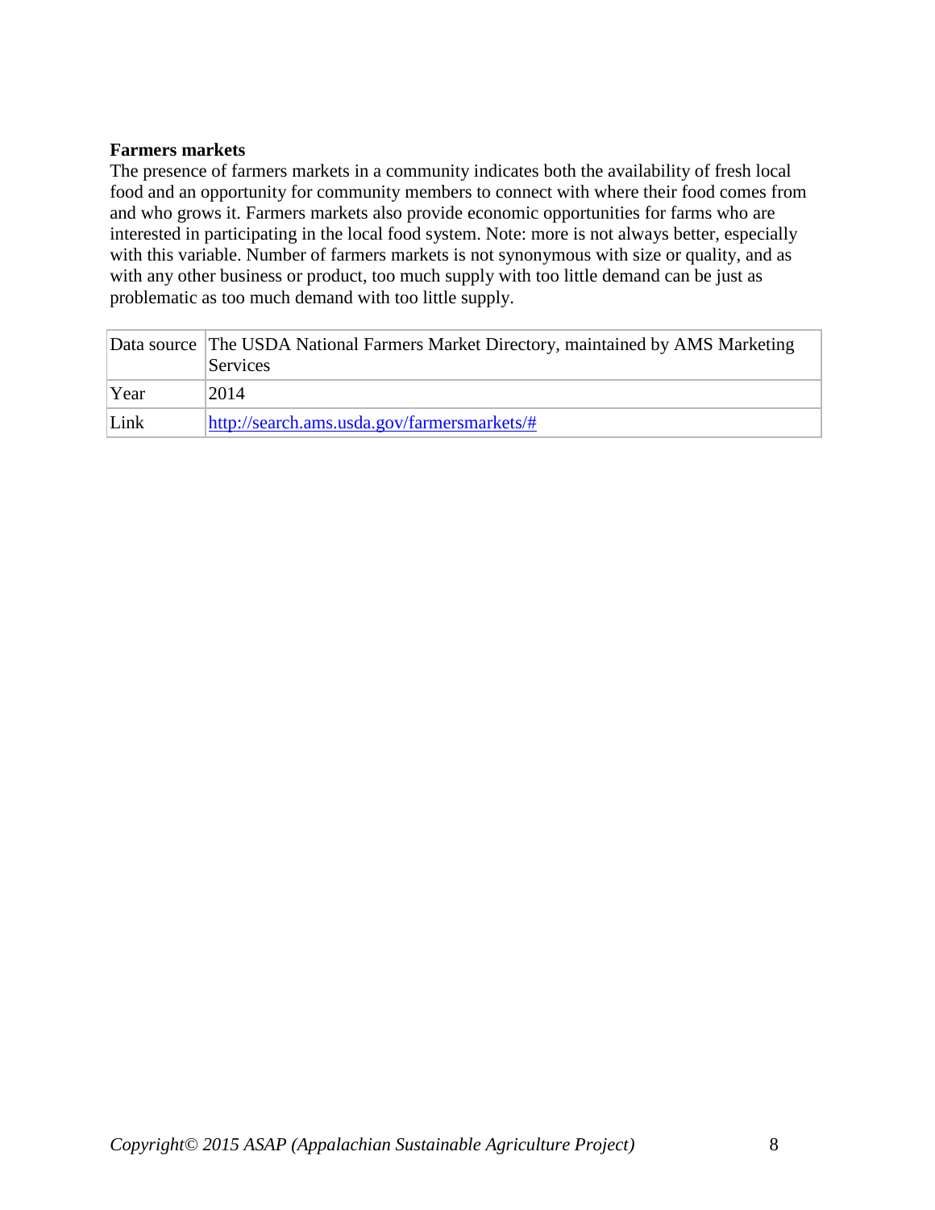**Farmers markets**

The presence of farmers markets in a community indicates both the availability of fresh local food and an opportunity for community members to connect with where their food comes from and who grows it. Farmers markets also provide economic opportunities for farms who are interested in participating in the local food system. Note: more is not always better, especially with this variable. Number of farmers markets is not synonymous with size or quality, and as with any other business or product, too much supply with too little demand can be just as problematic as too much demand with too little supply.

| Data source | The USDA National Farmers Market Directory, maintained by AMS Marketing Services |
| --- | --- |
| Year | 2014 |
| Link | http://search.ams.usda.gov/farmersmarkets/# |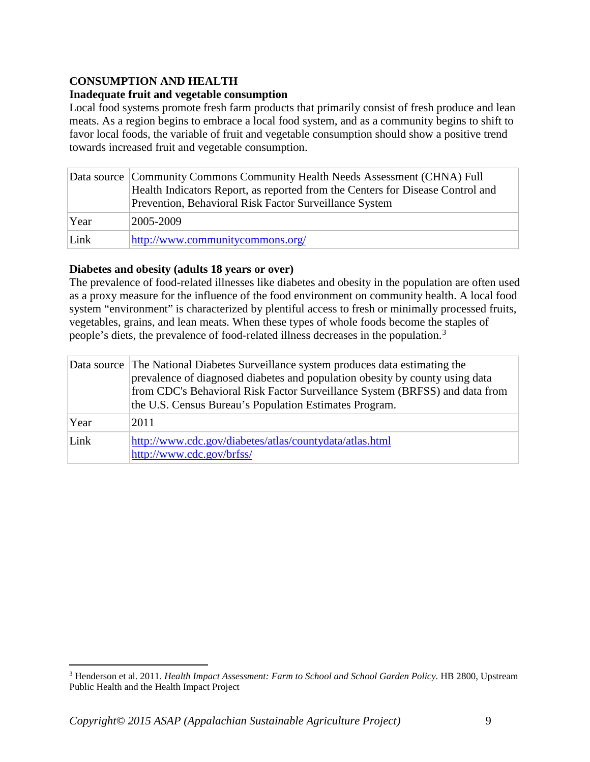## CONSUMPTION AND HEALTH

### Inadequate fruit and vegetable consumption

Local food systems promote fresh farm products that primarily consist of fresh produce and lean meats. As a region begins to embrace a local food system, and as a community begins to shift to favor local foods, the variable of fruit and vegetable consumption should show a positive trend towards increased fruit and vegetable consumption.

| Data source | Community Commons Community Health Needs Assessment (CHNA) Full Health Indicators Report, as reported from the Centers for Disease Control and Prevention, Behavioral Risk Factor Surveillance System |
|---|---|
| Year | 2005-2009 |
| Link | http://www.communitycommons.org/ |

### Diabetes and obesity (adults 18 years or over)

The prevalence of food-related illnesses like diabetes and obesity in the population are often used as a proxy measure for the influence of the food environment on community health. A local food system "environment" is characterized by plentiful access to fresh or minimally processed fruits, vegetables, grains, and lean meats. When these types of whole foods become the staples of people's diets, the prevalence of food-related illness decreases in the population.[3]

| Data source | The National Diabetes Surveillance system produces data estimating the prevalence of diagnosed diabetes and population obesity by county using data from CDC's Behavioral Risk Factor Surveillance System (BRFSS) and data from the U.S. Census Bureau's Population Estimates Program. |
|---|---|
| Year | 2011 |
| Link | http://www.cdc.gov/diabetes/atlas/countydata/atlas.html<br>http://www.cdc.gov/brfss/ |

---

[3] Henderson et al. 2011. *Health Impact Assessment: Farm to School and School Garden Policy.* HB 2800, Upstream Public Health and the Health Impact Project

*Copyright© 2015 ASAP (Appalachian Sustainable Agriculture Project)*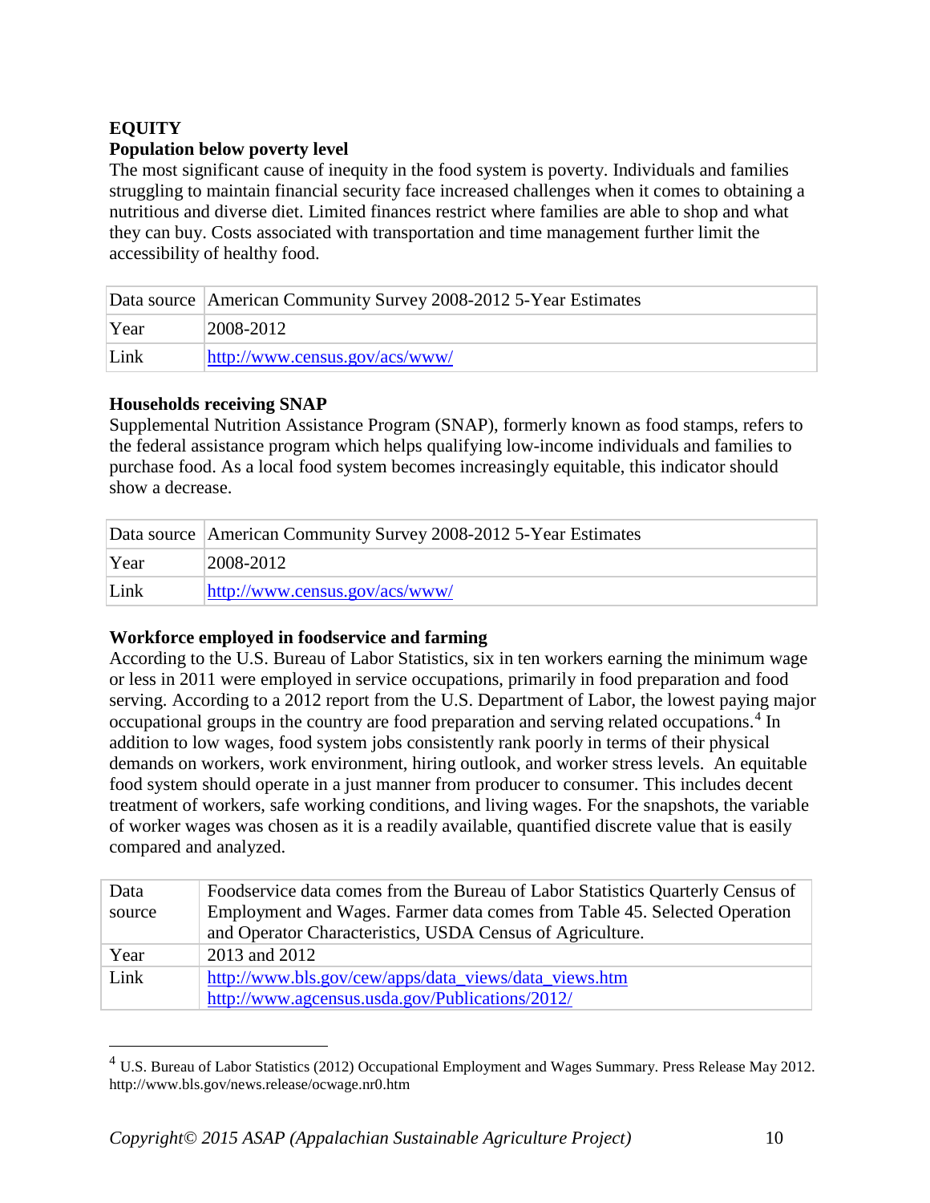## EQUITY

### Population below poverty level

The most significant cause of inequity in the food system is poverty. Individuals and families struggling to maintain financial security face increased challenges when it comes to obtaining a nutritious and diverse diet. Limited finances restrict where families are able to shop and what they can buy. Costs associated with transportation and time management further limit the accessibility of healthy food.

| | |
|---|---|
| Data source | American Community Survey 2008-2012 5-Year Estimates |
| Year | 2008-2012 |
| Link | http://www.census.gov/acs/www/ |

### Households receiving SNAP

Supplemental Nutrition Assistance Program (SNAP), formerly known as food stamps, refers to the federal assistance program which helps qualifying low-income individuals and families to purchase food. As a local food system becomes increasingly equitable, this indicator should show a decrease.

| | |
|---|---|
| Data source | American Community Survey 2008-2012 5-Year Estimates |
| Year | 2008-2012 |
| Link | http://www.census.gov/acs/www/ |

### Workforce employed in foodservice and farming

According to the U.S. Bureau of Labor Statistics, six in ten workers earning the minimum wage or less in 2011 were employed in service occupations, primarily in food preparation and food serving. According to a 2012 report from the U.S. Department of Labor, the lowest paying major occupational groups in the country are food preparation and serving related occupations.[4] In addition to low wages, food system jobs consistently rank poorly in terms of their physical demands on workers, work environment, hiring outlook, and worker stress levels. An equitable food system should operate in a just manner from producer to consumer. This includes decent treatment of workers, safe working conditions, and living wages. For the snapshots, the variable of worker wages was chosen as it is a readily available, quantified discrete value that is easily compared and analyzed.

| | |
|---|---|
| Data source | Foodservice data comes from the Bureau of Labor Statistics Quarterly Census of Employment and Wages. Farmer data comes from Table 45. Selected Operation and Operator Characteristics, USDA Census of Agriculture. |
| Year | 2013 and 2012 |
| Link | http://www.bls.gov/cew/apps/data_views/data_views.htm<br>http://www.agcensus.usda.gov/Publications/2012/ |

[4] U.S. Bureau of Labor Statistics (2012) Occupational Employment and Wages Summary. Press Release May 2012. http://www.bls.gov/news.release/ocwage.nr0.htm

*Copyright© 2015 ASAP (Appalachian Sustainable Agriculture Project)*